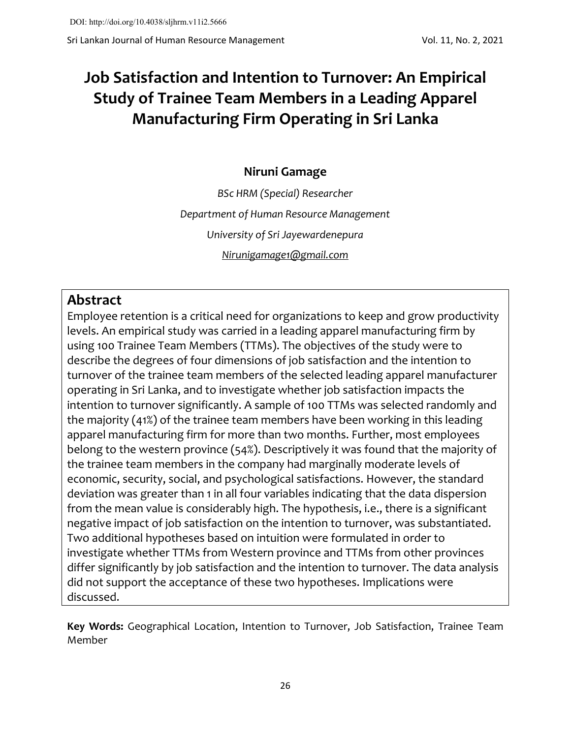# Job Satisfaction and Intention to Turnover: An Empirical Study of Trainee Team Members in a Leading Apparel Manufacturing Firm Operating in Sri Lanka

**Niruni Gamage**

*BSc HRM (Special) Researcher*

*Department of Human Resource Management*

*University of Sri Jayewardenepura*

*Nirunigamage1@gmail.com*

## Abstract

Employee retention is a critical need for organizations to keep and grow productivity levels. An empirical study was carried in a leading apparel manufacturing firm by using 100 Trainee Team Members (TTMs). The objectives of the study were to describe the degrees of four dimensions of job satisfaction and the intention to turnover of the trainee team members of the selected leading apparel manufacturer operating in Sri Lanka, and to investigate whether job satisfaction impacts the intention to turnover significantly. A sample of 100 TTMs was selected randomly and the majority (41%) of the trainee team members have been working in this leading apparel manufacturing firm for more than two months. Further, most employees belong to the western province (54%). Descriptively it was found that the majority of the trainee team members in the company had marginally moderate levels of economic, security, social, and psychological satisfactions. However, the standard deviation was greater than 1 in all four variables indicating that the data dispersion from the mean value is considerably high. The hypothesis, i.e., there is a significant negative impact of job satisfaction on the intention to turnover, was substantiated. Two additional hypotheses based on intuition were formulated in order to investigate whether TTMs from Western province and TTMs from other provinces differ significantly by job satisfaction and the intention to turnover. The data analysis did not support the acceptance of these two hypotheses. Implications were discussed.

**Key Words:** Geographical Location, Intention to Turnover, Job Satisfaction, Trainee Team Member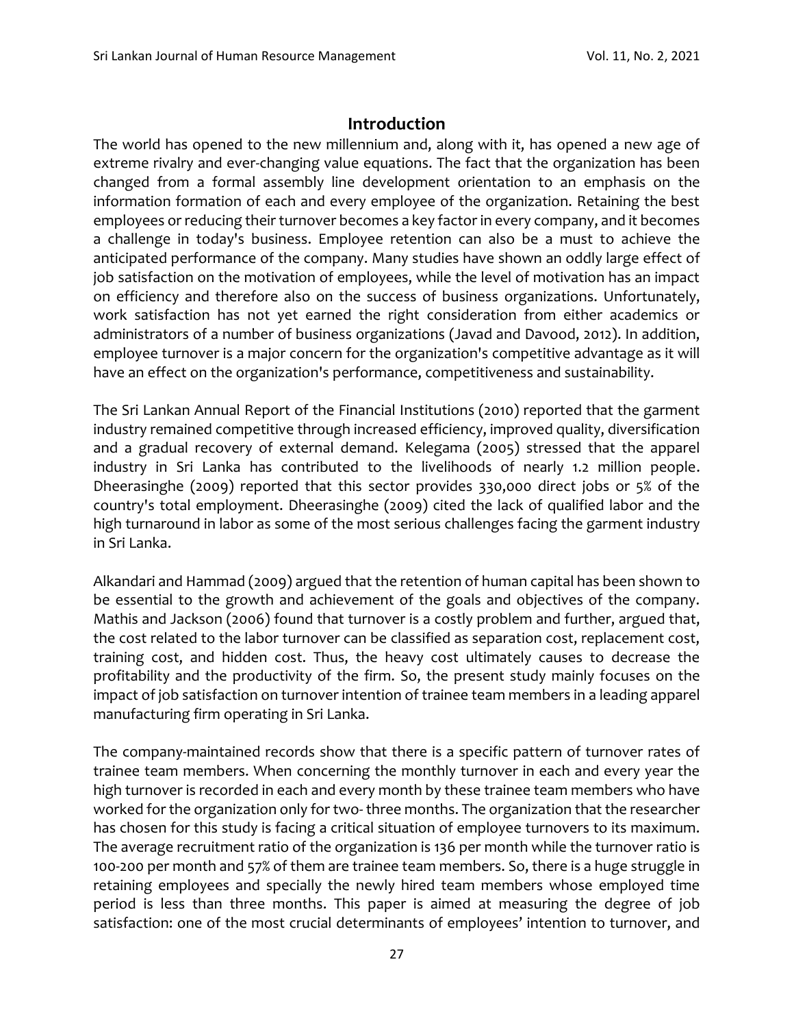## Introduction

The world has opened to the new millennium and, along with it, has opened a new age of extreme rivalry and ever-changing value equations. The fact that the organization has been changed from a formal assembly line development orientation to an emphasis on the information formation of each and every employee of the organization. Retaining the best employees or reducing their turnover becomes a key factor in every company, and it becomes a challenge in today's business. Employee retention can also be a must to achieve the anticipated performance of the company. Many studies have shown an oddly large effect of job satisfaction on the motivation of employees, while the level of motivation has an impact on efficiency and therefore also on the success of business organizations. Unfortunately, work satisfaction has not yet earned the right consideration from either academics or administrators of a number of business organizations (Javad and Davood, 2012). In addition, employee turnover is a major concern for the organization's competitive advantage as it will have an effect on the organization's performance, competitiveness and sustainability.

The Sri Lankan Annual Report of the Financial Institutions (2010) reported that the garment industry remained competitive through increased efficiency, improved quality, diversification and a gradual recovery of external demand. Kelegama (2005) stressed that the apparel industry in Sri Lanka has contributed to the livelihoods of nearly 1.2 million people. Dheerasinghe (2009) reported that this sector provides 330,000 direct jobs or 5% of the country's total employment. Dheerasinghe (2009) cited the lack of qualified labor and the high turnaround in labor as some of the most serious challenges facing the garment industry in Sri Lanka.

Alkandari and Hammad (2009) argued that the retention of human capital has been shown to be essential to the growth and achievement of the goals and objectives of the company. Mathis and Jackson (2006) found that turnover is a costly problem and further, argued that, the cost related to the labor turnover can be classified as separation cost, replacement cost, training cost, and hidden cost. Thus, the heavy cost ultimately causes to decrease the profitability and the productivity of the firm. So, the present study mainly focuses on the impact of job satisfaction on turnover intention of trainee team members in a leading apparel manufacturing firm operating in Sri Lanka.

The company-maintained records show that there is a specific pattern of turnover rates of trainee team members. When concerning the monthly turnover in each and every year the high turnover is recorded in each and every month by these trainee team members who have worked for the organization only for two- three months. The organization that the researcher has chosen for this study is facing a critical situation of employee turnovers to its maximum. The average recruitment ratio of the organization is 136 per month while the turnover ratio is 100-200 per month and 57% of them are trainee team members. So, there is a huge struggle in retaining employees and specially the newly hired team members whose employed time period is less than three months. This paper is aimed at measuring the degree of job satisfaction: one of the most crucial determinants of employees' intention to turnover, and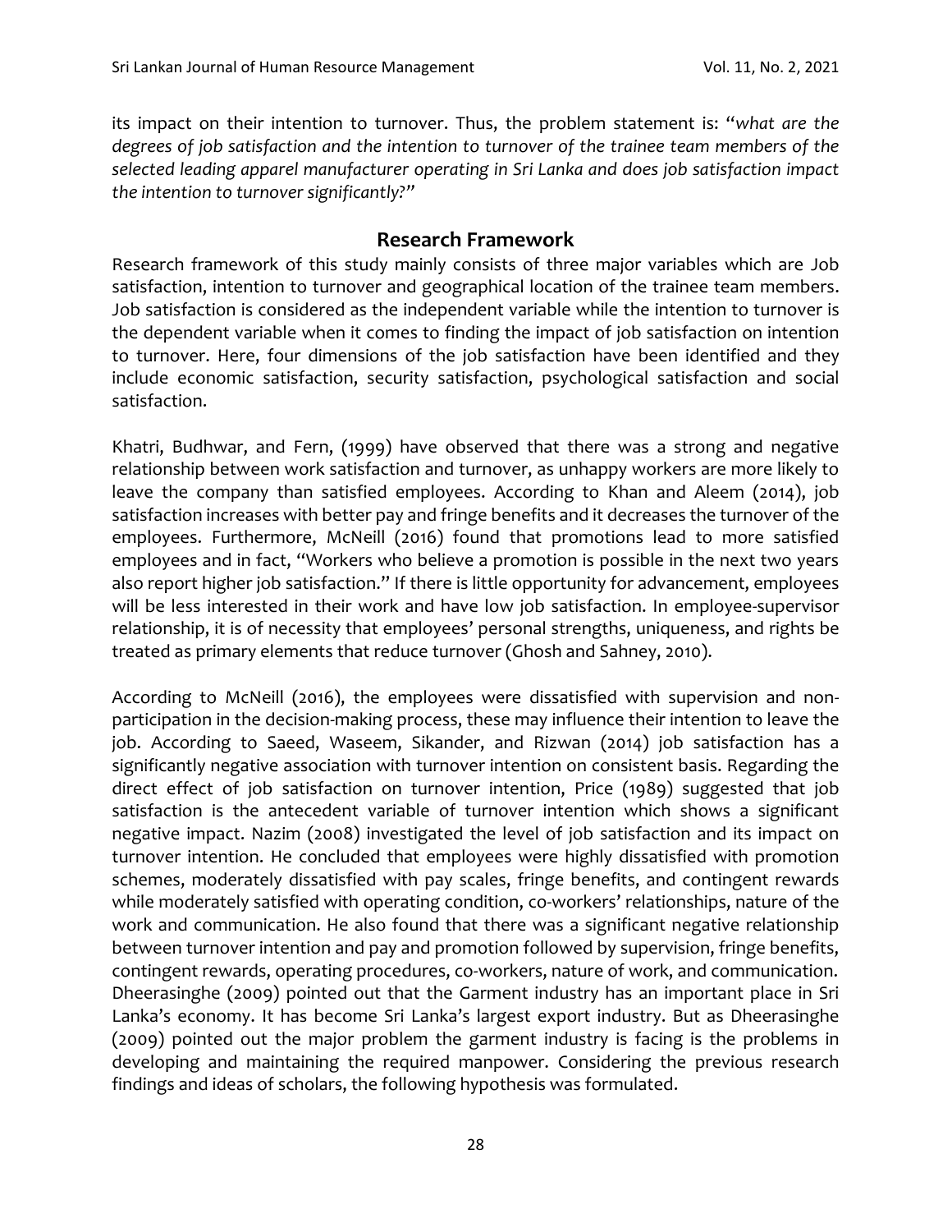its impact on their intention to turnover. Thus, the problem statement is: "*what are the degrees of job satisfaction and the intention to turnover of the trainee team members of the selected leading apparel manufacturer operating in Sri Lanka and does job satisfaction impact the intention to turnover significantly?*"

## Research Framework

Research framework of this study mainly consists of three major variables which are Job satisfaction, intention to turnover and geographical location of the trainee team members. Job satisfaction is considered as the independent variable while the intention to turnover is the dependent variable when it comes to finding the impact of job satisfaction on intention to turnover. Here, four dimensions of the job satisfaction have been identified and they include economic satisfaction, security satisfaction, psychological satisfaction and social satisfaction.

Khatri, Budhwar, and Fern, (1999) have observed that there was a strong and negative relationship between work satisfaction and turnover, as unhappy workers are more likely to leave the company than satisfied employees. According to Khan and Aleem (2014), job satisfaction increases with better pay and fringe benefits and it decreases the turnover of the employees. Furthermore, McNeill (2016) found that promotions lead to more satisfied employees and in fact, "Workers who believe a promotion is possible in the next two years also report higher job satisfaction." If there is little opportunity for advancement, employees will be less interested in their work and have low job satisfaction. In employee-supervisor relationship, it is of necessity that employees' personal strengths, uniqueness, and rights be treated as primary elements that reduce turnover (Ghosh and Sahney, 2010).

According to McNeill (2016), the employees were dissatisfied with supervision and non-participation in the decision-making process, these may influence their intention to leave the job. According to Saeed, Waseem, Sikander, and Rizwan (2014) job satisfaction has a significantly negative association with turnover intention on consistent basis. Regarding the direct effect of job satisfaction on turnover intention, Price (1989) suggested that job satisfaction is the antecedent variable of turnover intention which shows a significant negative impact. Nazim (2008) investigated the level of job satisfaction and its impact on turnover intention. He concluded that employees were highly dissatisfied with promotion schemes, moderately dissatisfied with pay scales, fringe benefits, and contingent rewards while moderately satisfied with operating condition, co-workers' relationships, nature of the work and communication. He also found that there was a significant negative relationship between turnover intention and pay and promotion followed by supervision, fringe benefits, contingent rewards, operating procedures, co-workers, nature of work, and communication. Dheerasinghe (2009) pointed out that the Garment industry has an important place in Sri Lanka's economy. It has become Sri Lanka's largest export industry. But as Dheerasinghe (2009) pointed out the major problem the garment industry is facing is the problems in developing and maintaining the required manpower. Considering the previous research findings and ideas of scholars, the following hypothesis was formulated.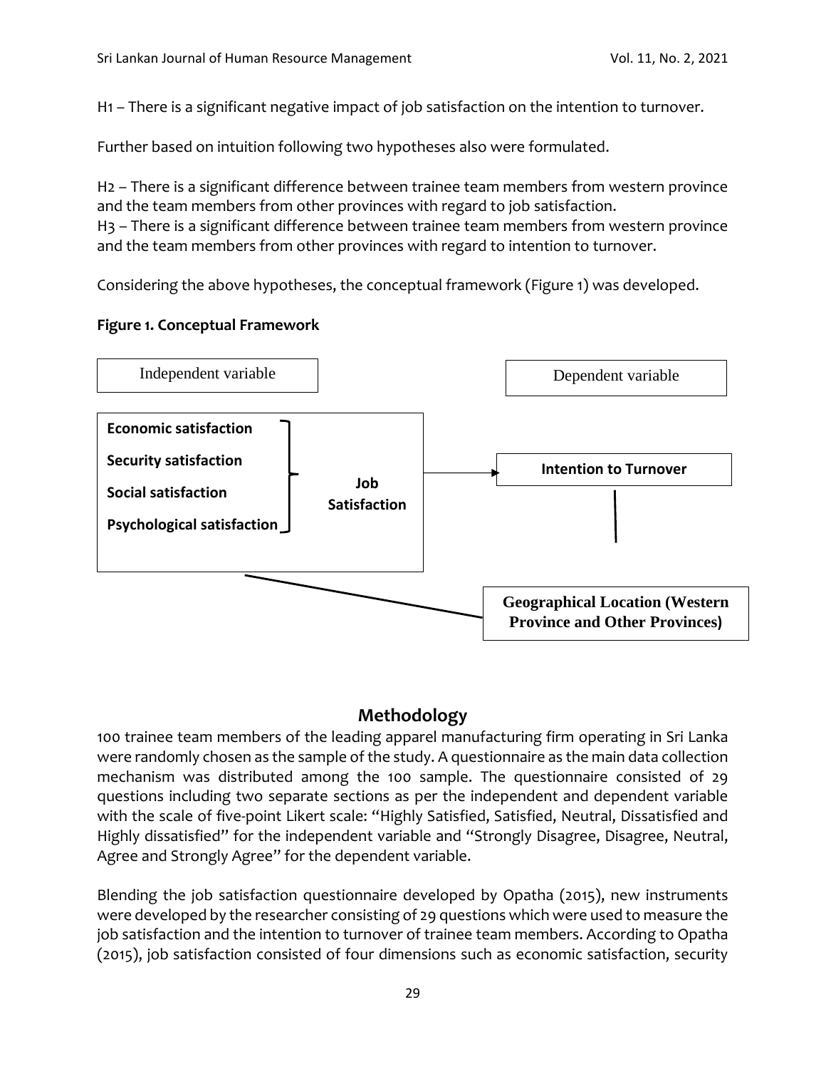H1 – There is a significant negative impact of job satisfaction on the intention to turnover.

Further based on intuition following two hypotheses also were formulated.

H2 – There is a significant difference between trainee team members from western province and the team members from other provinces with regard to job satisfaction.
H3 – There is a significant difference between trainee team members from western province and the team members from other provinces with regard to intention to turnover.

Considering the above hypotheses, the conceptual framework (Figure 1) was developed.

**Figure 1. Conceptual Framework**

Independent variable

Dependent variable

**Economic satisfaction**

**Security satisfaction**

**Social satisfaction**

**Psychological satisfaction**

**Job Satisfaction**

**Intention to Turnover**

**Geographical Location (Western Province and Other Provinces)**

## Methodology

100 trainee team members of the leading apparel manufacturing firm operating in Sri Lanka were randomly chosen as the sample of the study. A questionnaire as the main data collection mechanism was distributed among the 100 sample. The questionnaire consisted of 29 questions including two separate sections as per the independent and dependent variable with the scale of five-point Likert scale: "Highly Satisfied, Satisfied, Neutral, Dissatisfied and Highly dissatisfied" for the independent variable and "Strongly Disagree, Disagree, Neutral, Agree and Strongly Agree" for the dependent variable.

Blending the job satisfaction questionnaire developed by Opatha (2015), new instruments were developed by the researcher consisting of 29 questions which were used to measure the job satisfaction and the intention to turnover of trainee team members. According to Opatha (2015), job satisfaction consisted of four dimensions such as economic satisfaction, security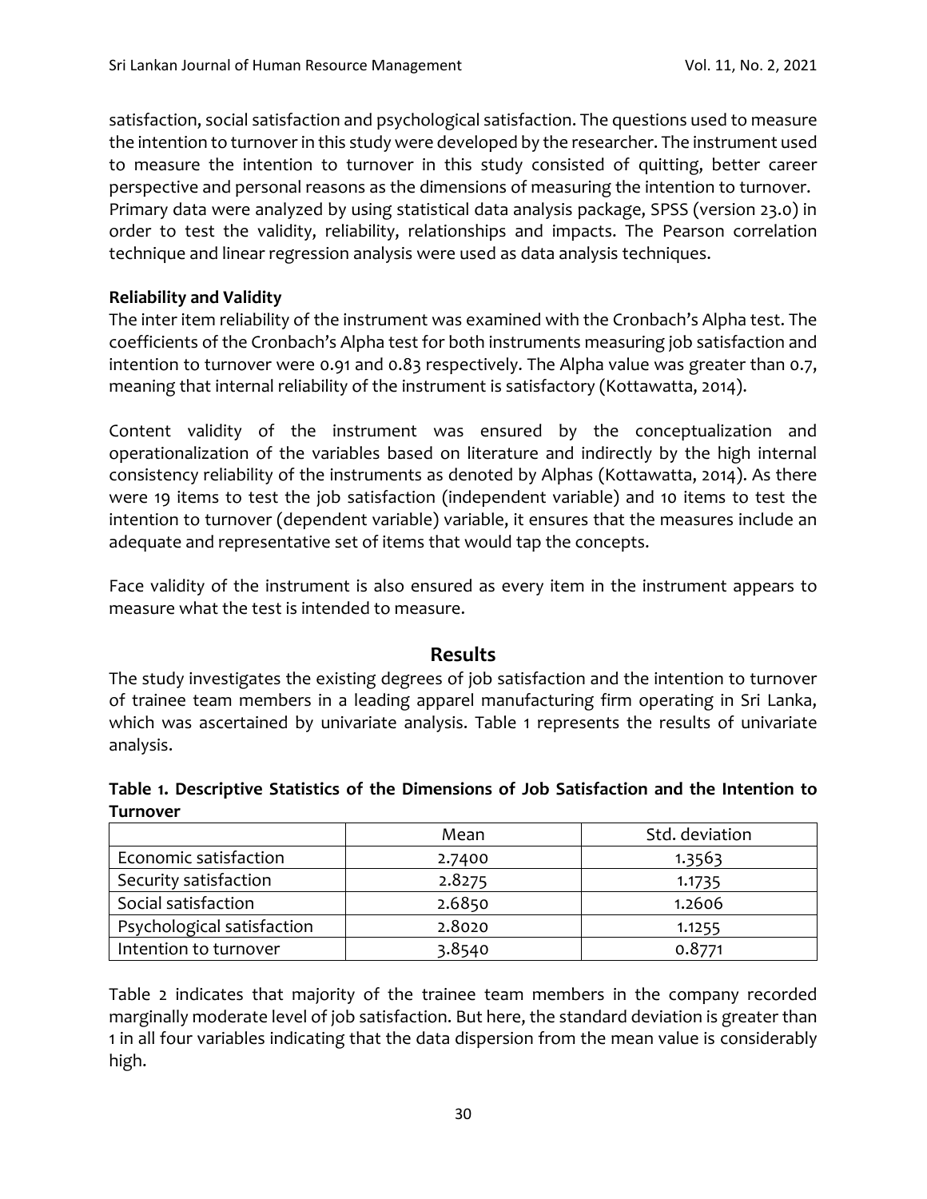satisfaction, social satisfaction and psychological satisfaction. The questions used to measure the intention to turnover in this study were developed by the researcher. The instrument used to measure the intention to turnover in this study consisted of quitting, better career perspective and personal reasons as the dimensions of measuring the intention to turnover. Primary data were analyzed by using statistical data analysis package, SPSS (version 23.0) in order to test the validity, reliability, relationships and impacts. The Pearson correlation technique and linear regression analysis were used as data analysis techniques.

### Reliability and Validity

The inter item reliability of the instrument was examined with the Cronbach's Alpha test. The coefficients of the Cronbach's Alpha test for both instruments measuring job satisfaction and intention to turnover were 0.91 and 0.83 respectively. The Alpha value was greater than 0.7, meaning that internal reliability of the instrument is satisfactory (Kottawatta, 2014).

Content validity of the instrument was ensured by the conceptualization and operationalization of the variables based on literature and indirectly by the high internal consistency reliability of the instruments as denoted by Alphas (Kottawatta, 2014). As there were 19 items to test the job satisfaction (independent variable) and 10 items to test the intention to turnover (dependent variable) variable, it ensures that the measures include an adequate and representative set of items that would tap the concepts.

Face validity of the instrument is also ensured as every item in the instrument appears to measure what the test is intended to measure.

## Results

The study investigates the existing degrees of job satisfaction and the intention to turnover of trainee team members in a leading apparel manufacturing firm operating in Sri Lanka, which was ascertained by univariate analysis. Table 1 represents the results of univariate analysis.

**Table 1. Descriptive Statistics of the Dimensions of Job Satisfaction and the Intention to Turnover**

| | Mean | Std. deviation |
|---|---|---|
| Economic satisfaction | 2.7400 | 1.3563 |
| Security satisfaction | 2.8275 | 1.1735 |
| Social satisfaction | 2.6850 | 1.2606 |
| Psychological satisfaction | 2.8020 | 1.1255 |
| Intention to turnover | 3.8540 | 0.8771 |

Table 2 indicates that majority of the trainee team members in the company recorded marginally moderate level of job satisfaction. But here, the standard deviation is greater than 1 in all four variables indicating that the data dispersion from the mean value is considerably high.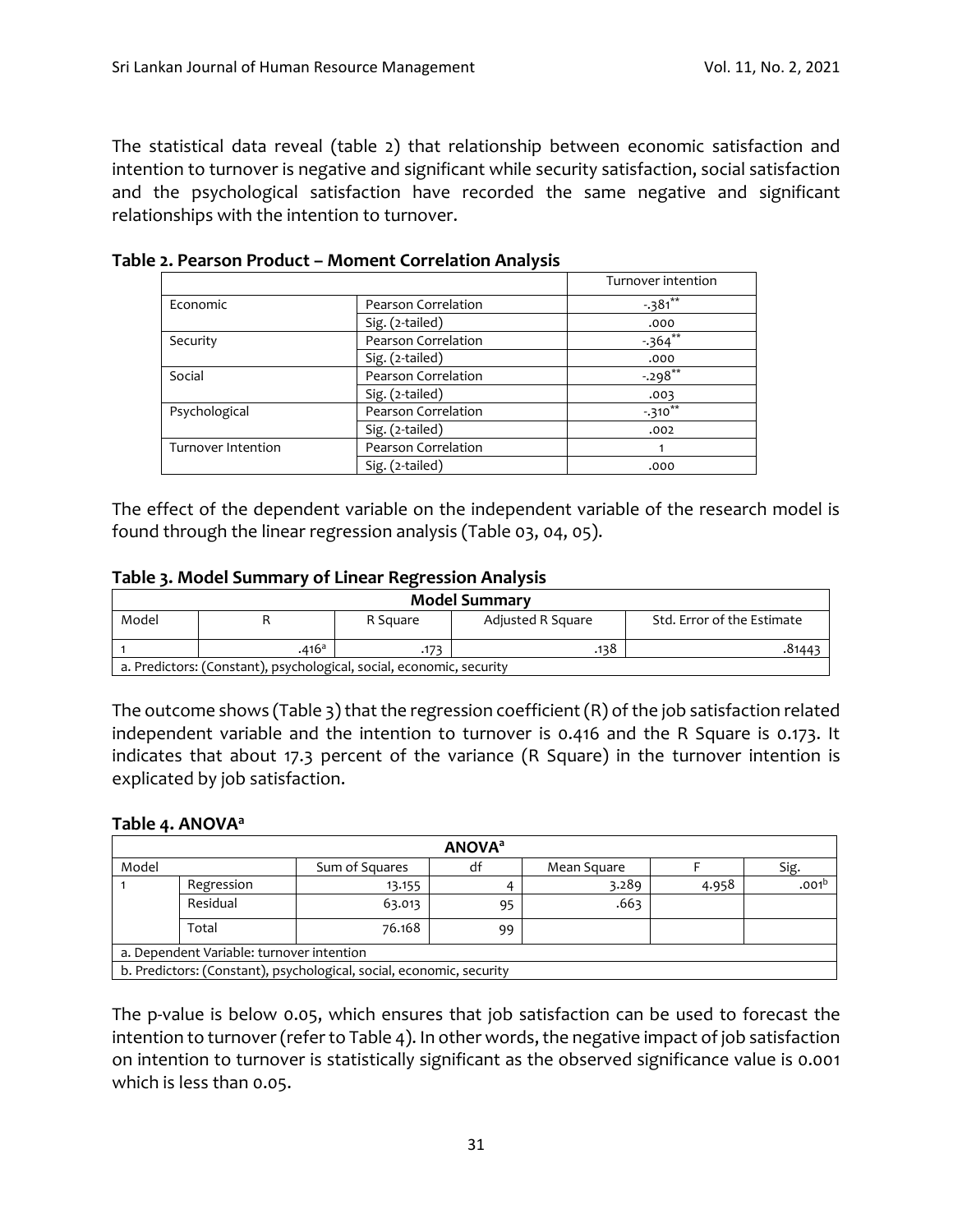The statistical data reveal (table 2) that relationship between economic satisfaction and intention to turnover is negative and significant while security satisfaction, social satisfaction and the psychological satisfaction have recorded the same negative and significant relationships with the intention to turnover.

**Table 2. Pearson Product – Moment Correlation Analysis**

| | | Turnover intention |
|---|---|---|
| Economic | Pearson Correlation | -.381** |
| | Sig. (2-tailed) | .000 |
| Security | Pearson Correlation | -.364** |
| | Sig. (2-tailed) | .000 |
| Social | Pearson Correlation | -.298** |
| | Sig. (2-tailed) | .003 |
| Psychological | Pearson Correlation | -.310** |
| | Sig. (2-tailed) | .002 |
| Turnover Intention | Pearson Correlation | 1 |
| | Sig. (2-tailed) | .000 |

The effect of the dependent variable on the independent variable of the research model is found through the linear regression analysis (Table 03, 04, 05).

**Table 3. Model Summary of Linear Regression Analysis**

| Model Summary | | | | |
|---|---|---|---|---|
| Model | R | R Square | Adjusted R Square | Std. Error of the Estimate |
| 1 | .416[a] | .173 | .138 | .81443 |
| a. Predictors: (Constant), psychological, social, economic, security | | | | |

The outcome shows (Table 3) that the regression coefficient (R) of the job satisfaction related independent variable and the intention to turnover is 0.416 and the R Square is 0.173. It indicates that about 17.3 percent of the variance (R Square) in the turnover intention is explicated by job satisfaction.

**Table 4. ANOVA[a]**

| ANOVA[a] | | | | | | |
|---|---|---|---|---|---|---|
| Model | | Sum of Squares | df | Mean Square | F | Sig. |
| 1 | Regression | 13.155 | 4 | 3.289 | 4.958 | .001[b] |
| | Residual | 63.013 | 95 | .663 | | |
| | Total | 76.168 | 99 | | | |
| a. Dependent Variable: turnover intention | | | | | | |
| b. Predictors: (Constant), psychological, social, economic, security | | | | | | |

The p-value is below 0.05, which ensures that job satisfaction can be used to forecast the intention to turnover (refer to Table 4). In other words, the negative impact of job satisfaction on intention to turnover is statistically significant as the observed significance value is 0.001 which is less than 0.05.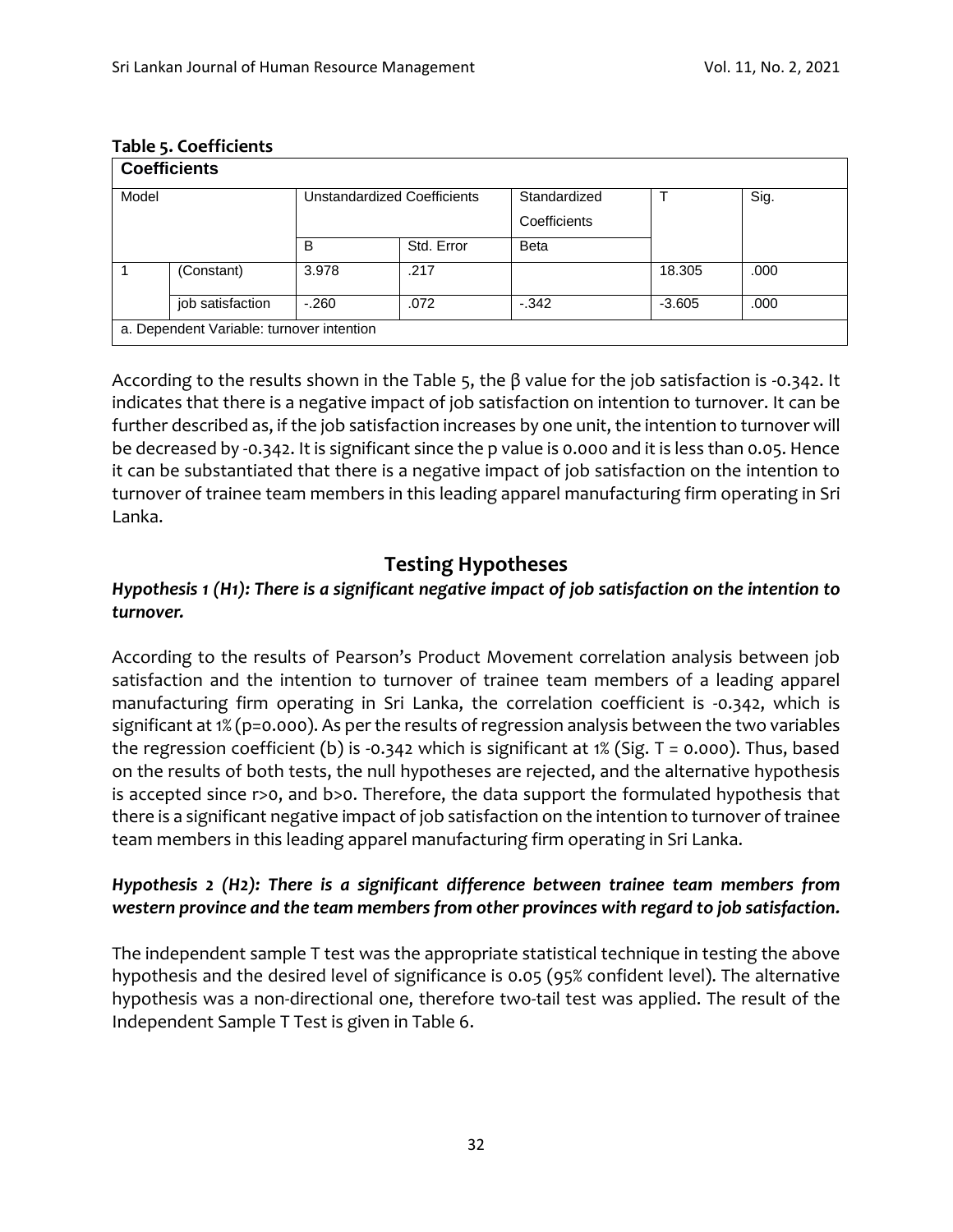**Table 5. Coefficients**

| Coefficients | | | | | | |
|---|---|---|---|---|---|---|
| Model | | Unstandardized Coefficients | | Standardized Coefficients | T | Sig. |
| | | B | Std. Error | Beta | | |
| 1 | (Constant) | 3.978 | .217 | | 18.305 | .000 |
| | job satisfaction | -.260 | .072 | -.342 | -3.605 | .000 |
| a. Dependent Variable: turnover intention | | | | | | |

According to the results shown in the Table 5, the β value for the job satisfaction is -0.342. It indicates that there is a negative impact of job satisfaction on intention to turnover. It can be further described as, if the job satisfaction increases by one unit, the intention to turnover will be decreased by -0.342. It is significant since the p value is 0.000 and it is less than 0.05. Hence it can be substantiated that there is a negative impact of job satisfaction on the intention to turnover of trainee team members in this leading apparel manufacturing firm operating in Sri Lanka.

## Testing Hypotheses

***Hypothesis 1 (H1): There is a significant negative impact of job satisfaction on the intention to turnover.***

According to the results of Pearson's Product Movement correlation analysis between job satisfaction and the intention to turnover of trainee team members of a leading apparel manufacturing firm operating in Sri Lanka, the correlation coefficient is -0.342, which is significant at 1% (p=0.000). As per the results of regression analysis between the two variables the regression coefficient (b) is -0.342 which is significant at 1% (Sig. T = 0.000). Thus, based on the results of both tests, the null hypotheses are rejected, and the alternative hypothesis is accepted since $r>0$, and $b>0$. Therefore, the data support the formulated hypothesis that there is a significant negative impact of job satisfaction on the intention to turnover of trainee team members in this leading apparel manufacturing firm operating in Sri Lanka.

***Hypothesis 2 (H2): There is a significant difference between trainee team members from western province and the team members from other provinces with regard to job satisfaction.***

The independent sample T test was the appropriate statistical technique in testing the above hypothesis and the desired level of significance is 0.05 (95% confident level). The alternative hypothesis was a non-directional one, therefore two-tail test was applied. The result of the Independent Sample T Test is given in Table 6.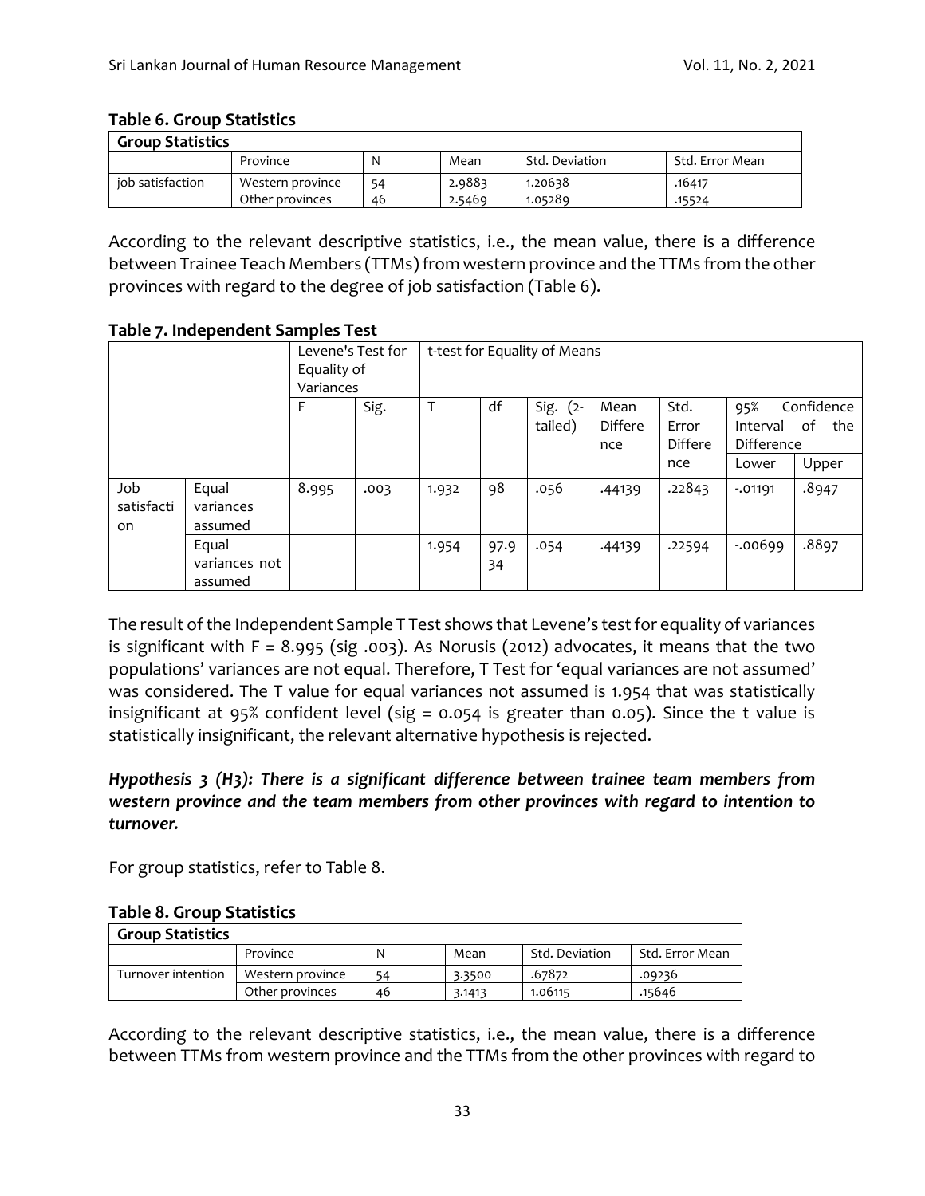**Table 6. Group Statistics**

| Group Statistics | | | | | |
|---|---|---|---|---|---|
| | Province | N | Mean | Std. Deviation | Std. Error Mean |
| job satisfaction | Western province | 54 | 2.9883 | 1.20638 | .16417 |
| | Other provinces | 46 | 2.5469 | 1.05289 | .15524 |

According to the relevant descriptive statistics, i.e., the mean value, there is a difference between Trainee Teach Members (TTMs) from western province and the TTMs from the other provinces with regard to the degree of job satisfaction (Table 6).

**Table 7. Independent Samples Test**

| | | Levene's Test for Equality of Variances | | t-test for Equality of Means | | | | | | |
|---|---|---|---|---|---|---|---|---|---|---|
| | | F | Sig. | T | df | Sig. (2-tailed) | Mean Difference | Std. Error Difference | 95% Confidence Interval of the Difference | |
| | | | | | | | | | Lower | Upper |
| Job satisfaction | Equal variances assumed | 8.995 | .003 | 1.932 | 98 | .056 | .44139 | .22843 | -.01191 | .8947 |
| | Equal variances not assumed | | | 1.954 | 97.934 | .054 | .44139 | .22594 | -.00699 | .8897 |

The result of the Independent Sample T Test shows that Levene's test for equality of variances is significant with F = 8.995 (sig .003). As Norusis (2012) advocates, it means that the two populations' variances are not equal. Therefore, T Test for 'equal variances are not assumed' was considered. The T value for equal variances not assumed is 1.954 that was statistically insignificant at 95% confident level (sig = 0.054 is greater than 0.05). Since the t value is statistically insignificant, the relevant alternative hypothesis is rejected.

***Hypothesis 3 (H3): There is a significant difference between trainee team members from western province and the team members from other provinces with regard to intention to turnover.***

For group statistics, refer to Table 8.

**Table 8. Group Statistics**

| Group Statistics | | | | | |
|---|---|---|---|---|---|
| | Province | N | Mean | Std. Deviation | Std. Error Mean |
| Turnover intention | Western province | 54 | 3.3500 | .67872 | .09236 |
| | Other provinces | 46 | 3.1413 | 1.06115 | .15646 |

According to the relevant descriptive statistics, i.e., the mean value, there is a difference between TTMs from western province and the TTMs from the other provinces with regard to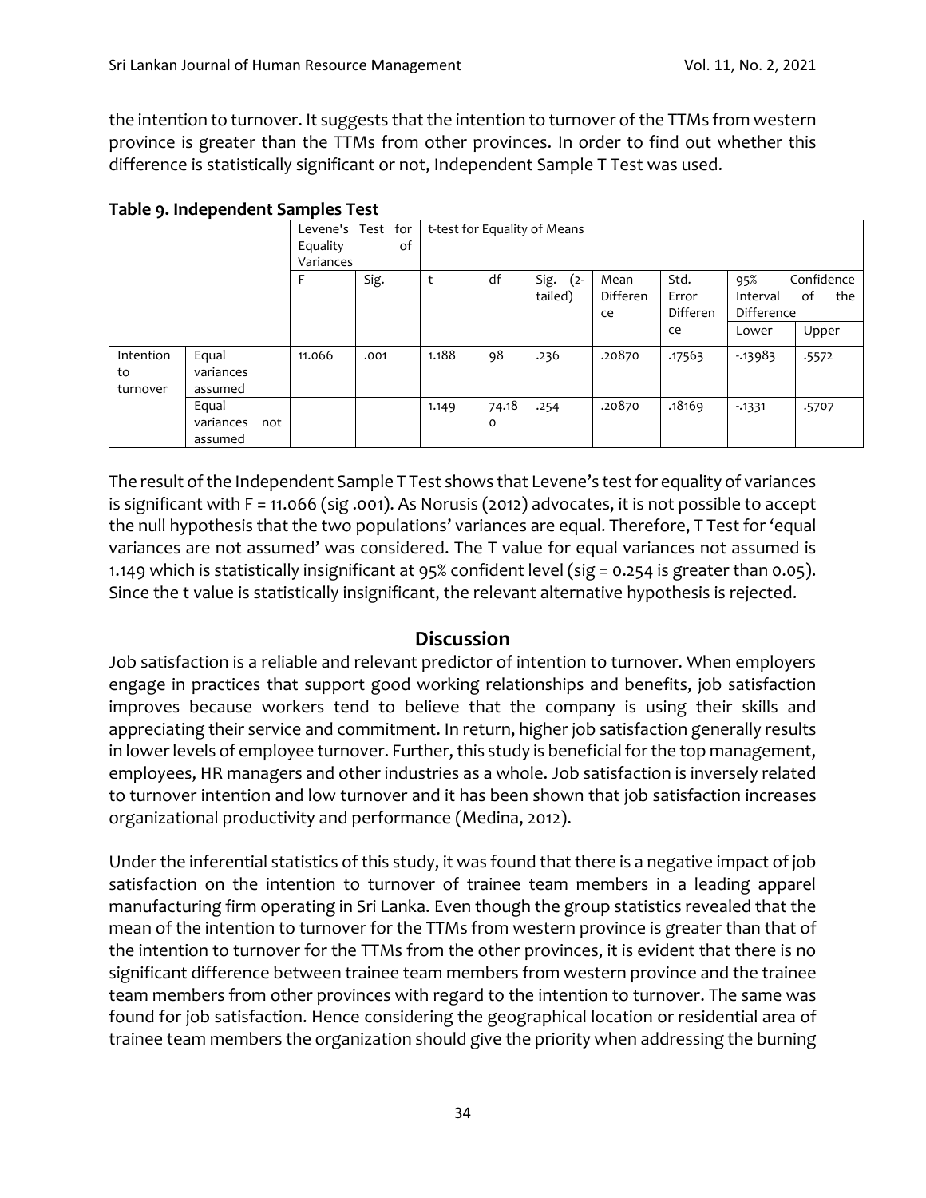the intention to turnover. It suggests that the intention to turnover of the TTMs from western province is greater than the TTMs from other provinces. In order to find out whether this difference is statistically significant or not, Independent Sample T Test was used.

**Table 9. Independent Samples Test**

| | | Levene's Test for Equality of Variances | | t-test for Equality of Means | | | | | | |
|---|---|---|---|---|---|---|---|---|---|---|
| | | F | Sig. | t | df | Sig. (2-tailed) | Mean Difference | Std. Error Difference | 95% Confidence Interval of the Difference | |
| | | | | | | | | | Lower | Upper |
| Intention to turnover | Equal variances assumed | 11.066 | .001 | 1.188 | 98 | .236 | .20870 | .17563 | -.13983 | .5572 |
| | Equal variances not assumed | | | 1.149 | 74.180 | .254 | .20870 | .18169 | -.1331 | .5707 |

The result of the Independent Sample T Test shows that Levene's test for equality of variances is significant with F = 11.066 (sig .001). As Norusis (2012) advocates, it is not possible to accept the null hypothesis that the two populations' variances are equal. Therefore, T Test for 'equal variances are not assumed' was considered. The T value for equal variances not assumed is 1.149 which is statistically insignificant at 95% confident level (sig = 0.254 is greater than 0.05). Since the t value is statistically insignificant, the relevant alternative hypothesis is rejected.

## Discussion

Job satisfaction is a reliable and relevant predictor of intention to turnover. When employers engage in practices that support good working relationships and benefits, job satisfaction improves because workers tend to believe that the company is using their skills and appreciating their service and commitment. In return, higher job satisfaction generally results in lower levels of employee turnover. Further, this study is beneficial for the top management, employees, HR managers and other industries as a whole. Job satisfaction is inversely related to turnover intention and low turnover and it has been shown that job satisfaction increases organizational productivity and performance (Medina, 2012).

Under the inferential statistics of this study, it was found that there is a negative impact of job satisfaction on the intention to turnover of trainee team members in a leading apparel manufacturing firm operating in Sri Lanka. Even though the group statistics revealed that the mean of the intention to turnover for the TTMs from western province is greater than that of the intention to turnover for the TTMs from the other provinces, it is evident that there is no significant difference between trainee team members from western province and the trainee team members from other provinces with regard to the intention to turnover. The same was found for job satisfaction. Hence considering the geographical location or residential area of trainee team members the organization should give the priority when addressing the burning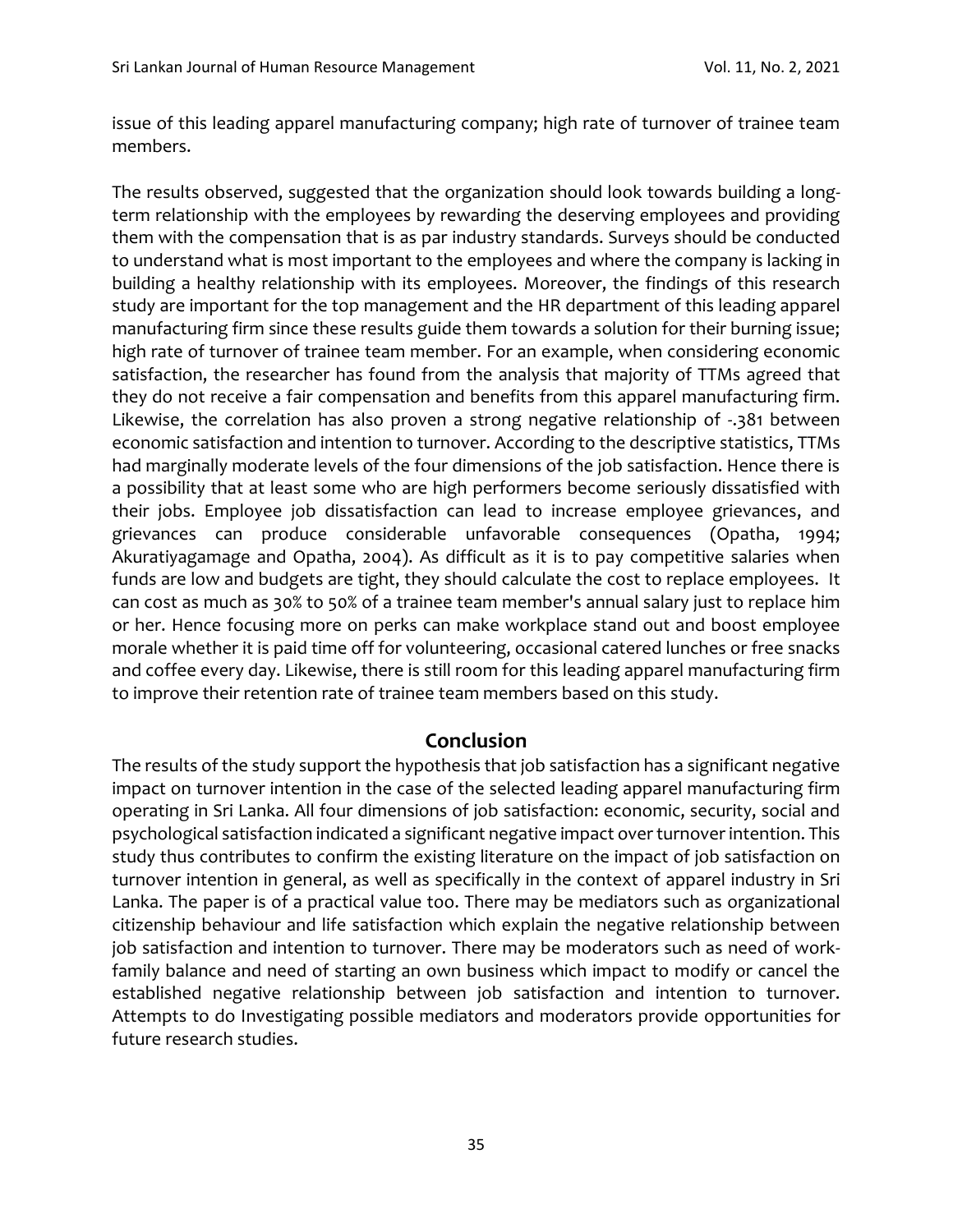issue of this leading apparel manufacturing company; high rate of turnover of trainee team members.

The results observed, suggested that the organization should look towards building a long-term relationship with the employees by rewarding the deserving employees and providing them with the compensation that is as par industry standards. Surveys should be conducted to understand what is most important to the employees and where the company is lacking in building a healthy relationship with its employees. Moreover, the findings of this research study are important for the top management and the HR department of this leading apparel manufacturing firm since these results guide them towards a solution for their burning issue; high rate of turnover of trainee team member. For an example, when considering economic satisfaction, the researcher has found from the analysis that majority of TTMs agreed that they do not receive a fair compensation and benefits from this apparel manufacturing firm. Likewise, the correlation has also proven a strong negative relationship of -.381 between economic satisfaction and intention to turnover. According to the descriptive statistics, TTMs had marginally moderate levels of the four dimensions of the job satisfaction. Hence there is a possibility that at least some who are high performers become seriously dissatisfied with their jobs. Employee job dissatisfaction can lead to increase employee grievances, and grievances can produce considerable unfavorable consequences (Opatha, 1994; Akuratiyagamage and Opatha, 2004). As difficult as it is to pay competitive salaries when funds are low and budgets are tight, they should calculate the cost to replace employees. It can cost as much as 30% to 50% of a trainee team member's annual salary just to replace him or her. Hence focusing more on perks can make workplace stand out and boost employee morale whether it is paid time off for volunteering, occasional catered lunches or free snacks and coffee every day. Likewise, there is still room for this leading apparel manufacturing firm to improve their retention rate of trainee team members based on this study.

## Conclusion

The results of the study support the hypothesis that job satisfaction has a significant negative impact on turnover intention in the case of the selected leading apparel manufacturing firm operating in Sri Lanka. All four dimensions of job satisfaction: economic, security, social and psychological satisfaction indicated a significant negative impact over turnover intention. This study thus contributes to confirm the existing literature on the impact of job satisfaction on turnover intention in general, as well as specifically in the context of apparel industry in Sri Lanka. The paper is of a practical value too. There may be mediators such as organizational citizenship behaviour and life satisfaction which explain the negative relationship between job satisfaction and intention to turnover. There may be moderators such as need of work-family balance and need of starting an own business which impact to modify or cancel the established negative relationship between job satisfaction and intention to turnover. Attempts to do Investigating possible mediators and moderators provide opportunities for future research studies.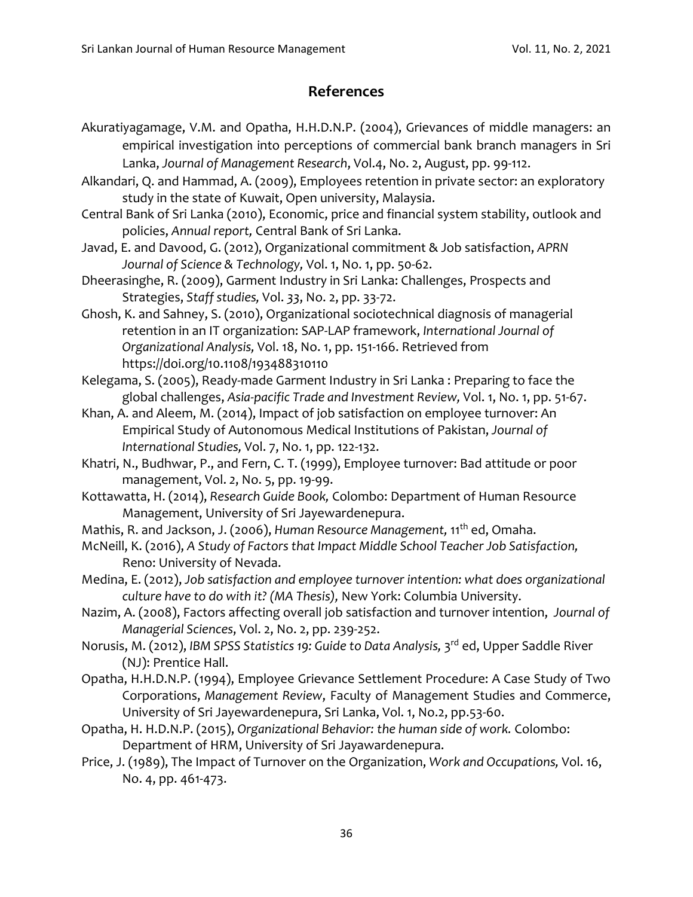## References

Akuratiyagamage, V.M. and Opatha, H.H.D.N.P. (2004), Grievances of middle managers: an empirical investigation into perceptions of commercial bank branch managers in Sri Lanka, *Journal of Management Research*, Vol.4, No. 2, August, pp. 99-112.

Alkandari, Q. and Hammad, A. (2009), Employees retention in private sector: an exploratory study in the state of Kuwait, Open university, Malaysia.

Central Bank of Sri Lanka (2010), Economic, price and financial system stability, outlook and policies, *Annual report,* Central Bank of Sri Lanka.

Javad, E. and Davood, G. (2012), Organizational commitment & Job satisfaction, *APRN Journal of Science & Technology,* Vol. 1, No. 1, pp. 50-62.

Dheerasinghe, R. (2009), Garment Industry in Sri Lanka: Challenges, Prospects and Strategies, *Staff studies,* Vol. *33*, No. 2, pp. 33-72.

Ghosh, K. and Sahney, S. (2010), Organizational sociotechnical diagnosis of managerial retention in an IT organization: SAP-LAP framework, *International Journal of Organizational Analysis,* Vol. 18, No. 1, pp. 151-166. Retrieved from https://doi.org/10.1108/193488310110

Kelegama, S. (2005), Ready-made Garment Industry in Sri Lanka : Preparing to face the global challenges, *Asia-pacific Trade and Investment Review,* Vol. 1, No. 1, pp. 51-67.

Khan, A. and Aleem, M. (2014), Impact of job satisfaction on employee turnover: An Empirical Study of Autonomous Medical Institutions of Pakistan, *Journal of International Studies,* Vol. 7, No. 1, pp. 122-132.

Khatri, N., Budhwar, P., and Fern, C. T. (1999), Employee turnover: Bad attitude or poor management, Vol. 2, No. 5, pp. 19-99.

Kottawatta, H. (2014), *Research Guide Book,* Colombo: Department of Human Resource Management, University of Sri Jayewardenepura.

Mathis, R. and Jackson, J. (2006), *Human Resource Management,* 11th ed, Omaha.

McNeill, K. (2016), *A Study of Factors that Impact Middle School Teacher Job Satisfaction,* Reno: University of Nevada.

Medina, E. (2012), *Job satisfaction and employee turnover intention: what does organizational culture have to do with it? (MA Thesis),* New York: Columbia University.

Nazim, A. (2008), Factors affecting overall job satisfaction and turnover intention, *Journal of Managerial Sciences*, Vol. 2, No. 2, pp. 239-252.

Norusis, M. (2012), *IBM SPSS Statistics 19: Guide to Data Analysis,* 3rd ed, Upper Saddle River (NJ): Prentice Hall.

Opatha, H.H.D.N.P. (1994), Employee Grievance Settlement Procedure: A Case Study of Two Corporations, *Management Review*, Faculty of Management Studies and Commerce, University of Sri Jayewardenepura, Sri Lanka, Vol. 1, No.2, pp.53-60.

Opatha, H. H.D.N.P. (2015), *Organizational Behavior: the human side of work.* Colombo: Department of HRM, University of Sri Jayawardenepura.

Price, J. (1989), The Impact of Turnover on the Organization, *Work and Occupations,* Vol. 16, No. 4, pp. 461-473.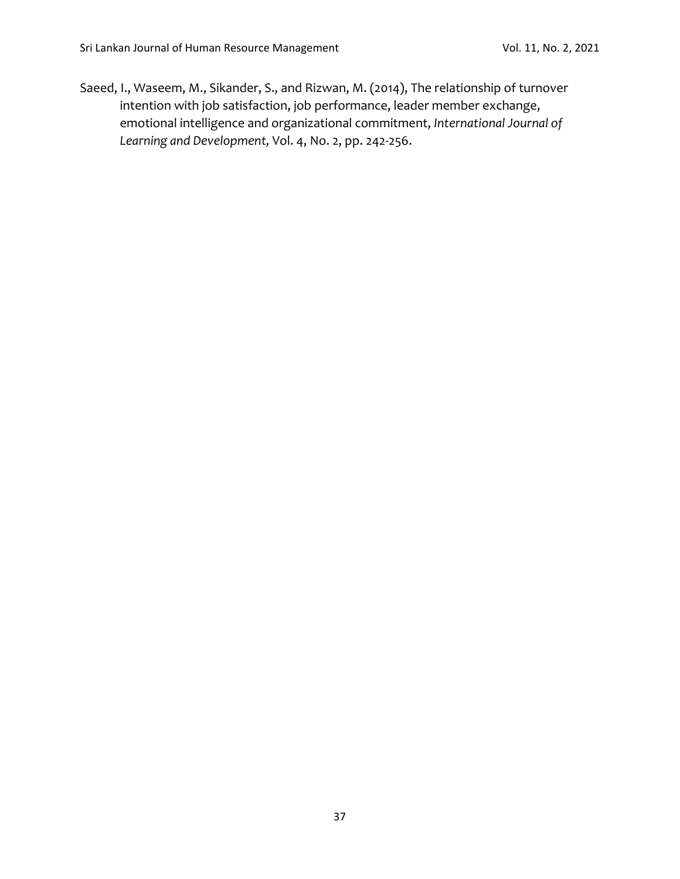Saeed, I., Waseem, M., Sikander, S., and Rizwan, M. (2014), The relationship of turnover intention with job satisfaction, job performance, leader member exchange, emotional intelligence and organizational commitment, *International Journal of Learning and Development,* Vol. 4, No. 2, pp. 242-256.